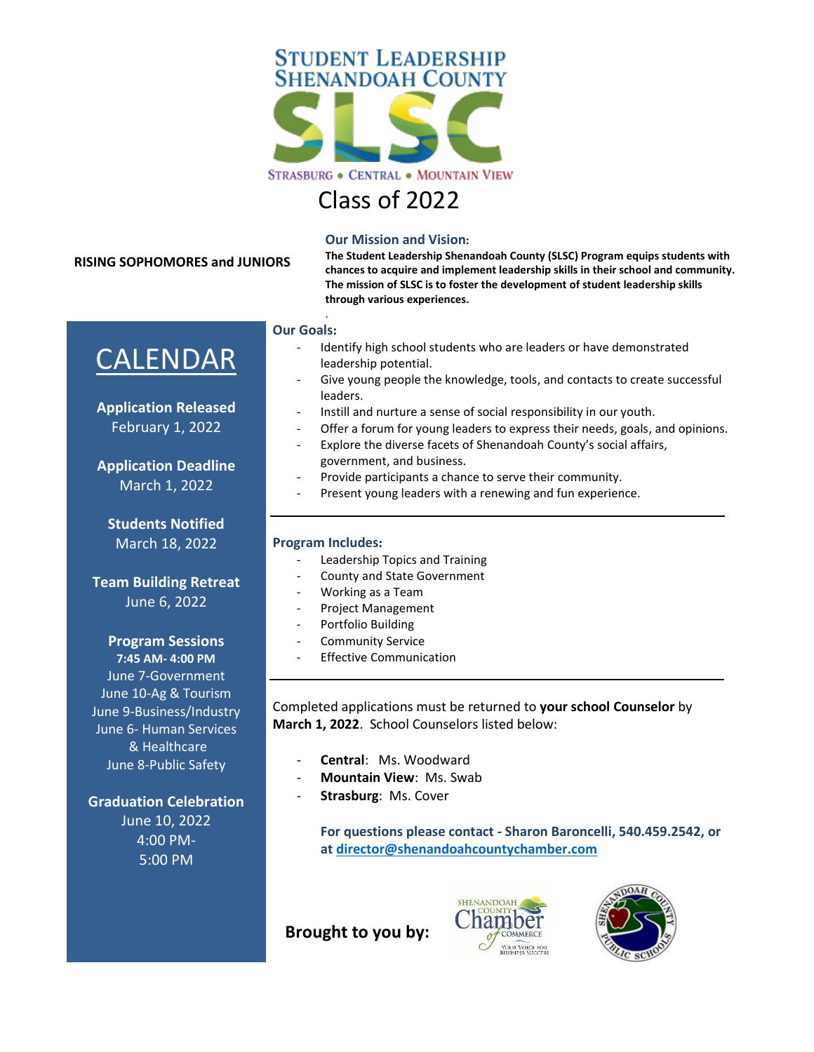# STUDENT LEADERSHIP SHENANDOAH COUNTY

SLSC

STRASBURG • CENTRAL • MOUNTAIN VIEW

## Class of 2022

**RISING SOPHOMORES and JUNIORS**

### Our Mission and Vision:

**The Student Leadership Shenandoah County (SLSC) Program equips students with chances to acquire and implement leadership skills in their school and community. The mission of SLSC is to foster the development of student leadership skills through various experiences.**

## CALENDAR

**Application Released**
February 1, 2022

**Application Deadline**
March 1, 2022

**Students Notified**
March 18, 2022

**Team Building Retreat**
June 6, 2022

**Program Sessions**
**7:45 AM- 4:00 PM**
June 7-Government
June 10-Ag & Tourism
June 9-Business/Industry
June 6- Human Services & Healthcare
June 8-Public Safety

**Graduation Celebration**
June 10, 2022
4:00 PM-
5:00 PM

### Our Goals:

- Identify high school students who are leaders or have demonstrated leadership potential.
- Give young people the knowledge, tools, and contacts to create successful leaders.
- Instill and nurture a sense of social responsibility in our youth.
- Offer a forum for young leaders to express their needs, goals, and opinions.
- Explore the diverse facets of Shenandoah County's social affairs, government, and business.
- Provide participants a chance to serve their community.
- Present young leaders with a renewing and fun experience.

### Program Includes:

- Leadership Topics and Training
- County and State Government
- Working as a Team
- Project Management
- Portfolio Building
- Community Service
- Effective Communication

Completed applications must be returned to **your school Counselor** by **March 1, 2022**. School Counselors listed below:

- **Central**: Ms. Woodward
- **Mountain View**: Ms. Swab
- **Strasburg**: Ms. Cover

**For questions please contact - Sharon Baroncelli, 540.459.2542, or at director@shenandoahcountychamber.com**

**Brought to you by:**

Shenandoah County Chamber of Commerce — Your Voice for Business Success

Shenandoah County Public Schools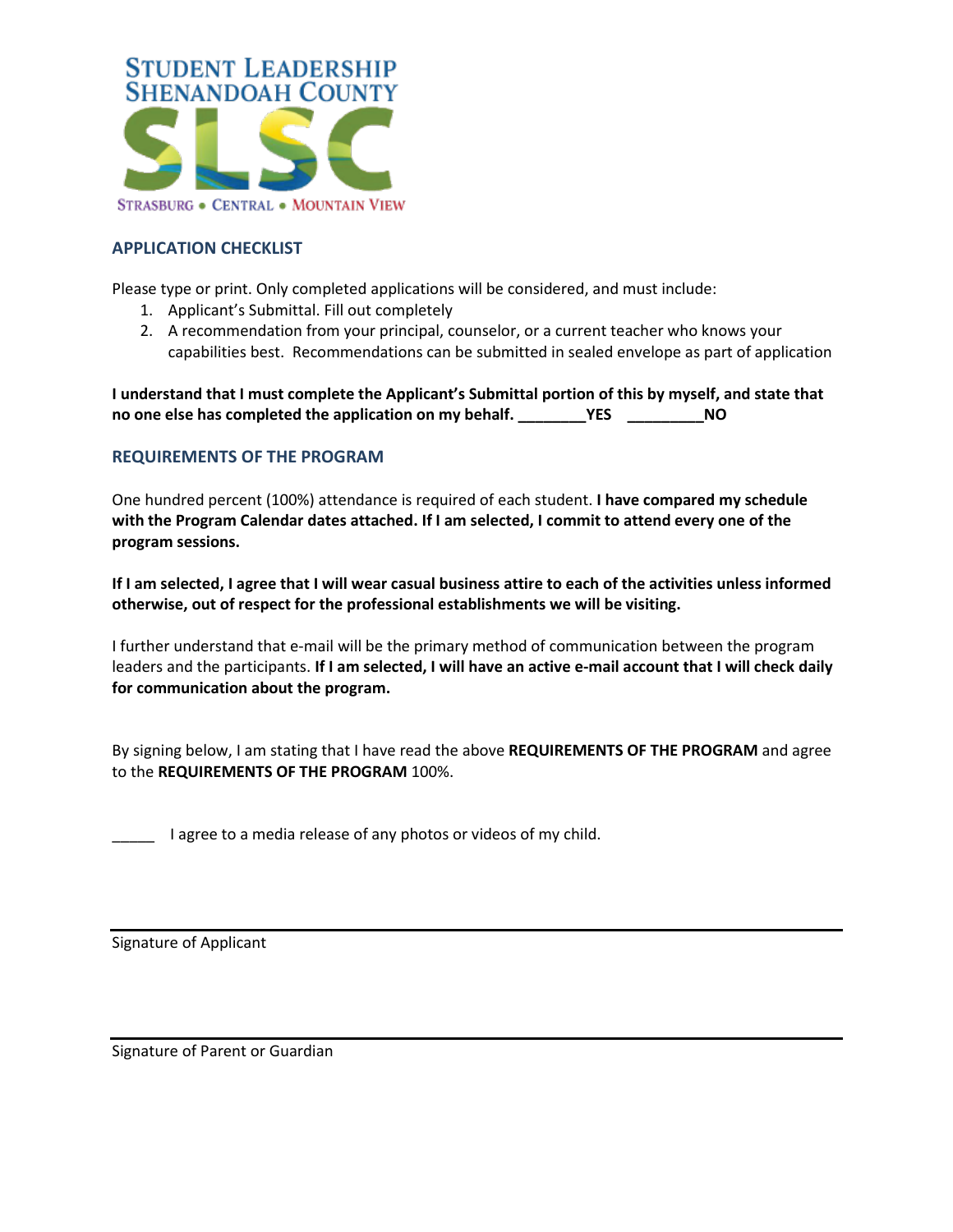**STUDENT LEADERSHIP SHENANDOAH COUNTY**

**SLSC**

STRASBURG • CENTRAL • MOUNTAIN VIEW

## APPLICATION CHECKLIST

Please type or print. Only completed applications will be considered, and must include:

1. Applicant's Submittal. Fill out completely
2. A recommendation from your principal, counselor, or a current teacher who knows your capabilities best. Recommendations can be submitted in sealed envelope as part of application

**I understand that I must complete the Applicant's Submittal portion of this by myself, and state that no one else has completed the application on my behalf. ________YES _________NO**

## REQUIREMENTS OF THE PROGRAM

One hundred percent (100%) attendance is required of each student. **I have compared my schedule with the Program Calendar dates attached. If I am selected, I commit to attend every one of the program sessions.**

**If I am selected, I agree that I will wear casual business attire to each of the activities unless informed otherwise, out of respect for the professional establishments we will be visiting.**

I further understand that e-mail will be the primary method of communication between the program leaders and the participants. **If I am selected, I will have an active e-mail account that I will check daily for communication about the program.**

By signing below, I am stating that I have read the above **REQUIREMENTS OF THE PROGRAM** and agree to the **REQUIREMENTS OF THE PROGRAM** 100%.

_____ I agree to a media release of any photos or videos of my child.

______________________________________________

Signature of Applicant

______________________________________________

Signature of Parent or Guardian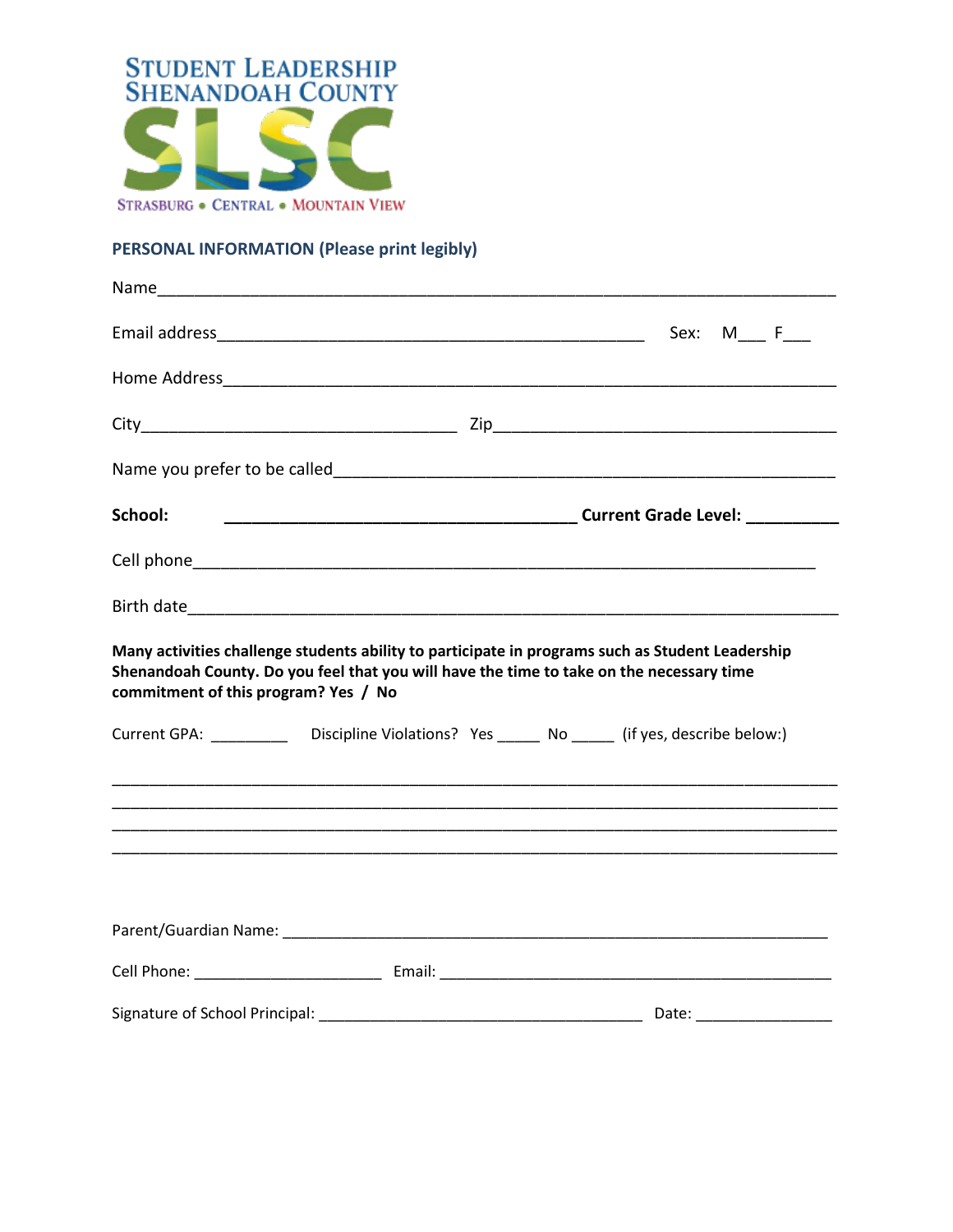STUDENT LEADERSHIP
SHENANDOAH COUNTY

SLSC

STRASBURG • CENTRAL • MOUNTAIN VIEW

## PERSONAL INFORMATION (Please print legibly)

Name_______________________________________________________________________

Email address_______________________________________________ Sex: M___ F___

Home Address_______________________________________________________________

City__________________________________ Zip_____________________________________

Name you prefer to be called____________________________________________________

**School:** ________________________________________ **Current Grade Level:** __________

Cell phone_________________________________________________________________

Birth date__________________________________________________________________

**Many activities challenge students ability to participate in programs such as Student Leadership Shenandoah County. Do you feel that you will have the time to take on the necessary time commitment of this program? Yes / No**

Current GPA: _________ Discipline Violations? Yes _____ No _____ (if yes, describe below:)

___________________________________________________________________________

___________________________________________________________________________

___________________________________________________________________________

___________________________________________________________________________

Parent/Guardian Name: _______________________________________________________

Cell Phone: _____________________ Email: _____________________________________________

Signature of School Principal: _____________________________________ Date: _______________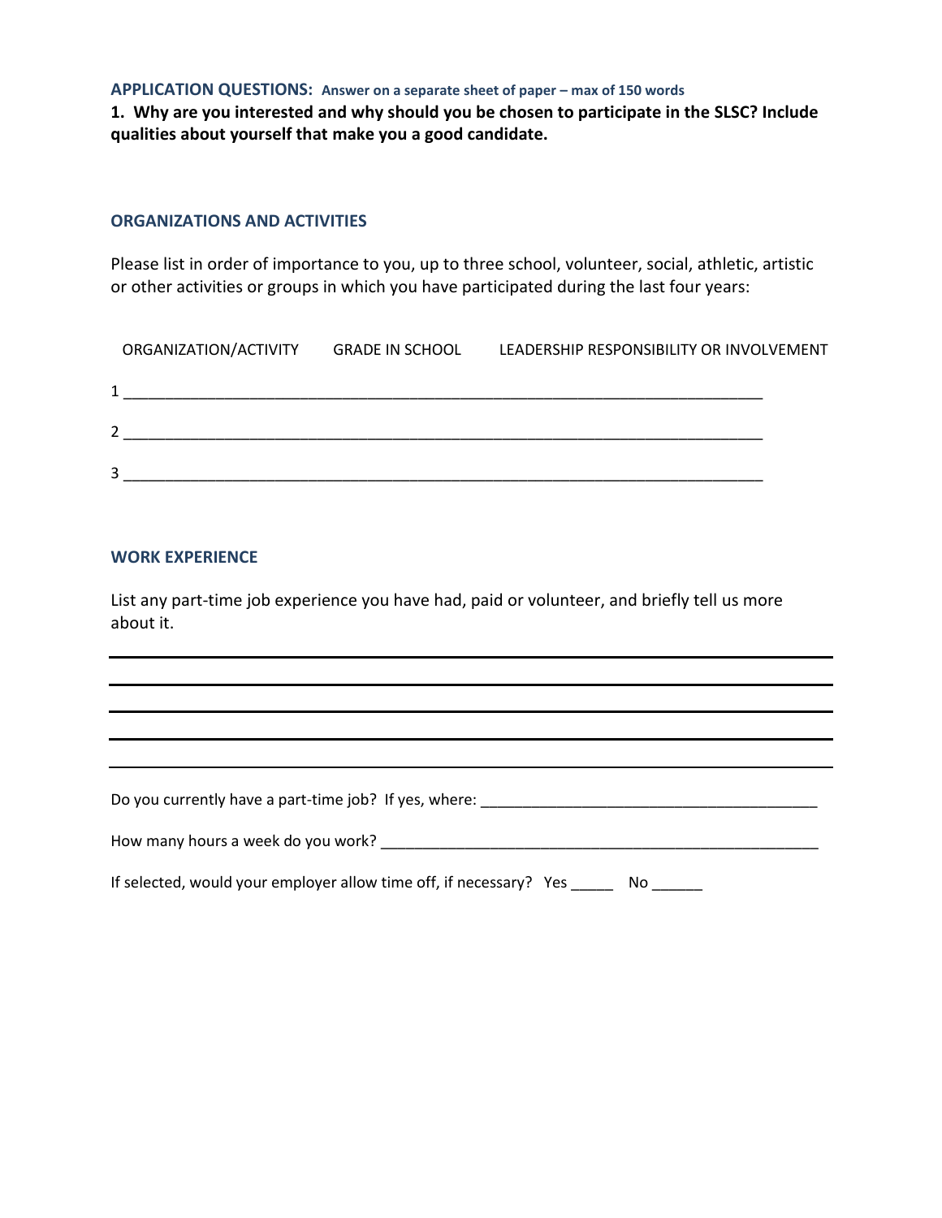## APPLICATION QUESTIONS: **Answer on a separate sheet of paper – max of 150 words**

**1. Why are you interested and why should you be chosen to participate in the SLSC? Include qualities about yourself that make you a good candidate.**

### ORGANIZATIONS AND ACTIVITIES

Please list in order of importance to you, up to three school, volunteer, social, athletic, artistic or other activities or groups in which you have participated during the last four years:

| | ORGANIZATION/ACTIVITY | GRADE IN SCHOOL | LEADERSHIP RESPONSIBILITY OR INVOLVEMENT |
|---|---|---|---|
| 1 | | | |
| 2 | | | |
| 3 | | | |

### WORK EXPERIENCE

List any part-time job experience you have had, paid or volunteer, and briefly tell us more about it.

_______________________________________________

_______________________________________________

_______________________________________________

_______________________________________________

_______________________________________________

Do you currently have a part-time job? If yes, where: _______________________________________

How many hours a week do you work? _______________________________________

If selected, would your employer allow time off, if necessary? Yes _____ No ______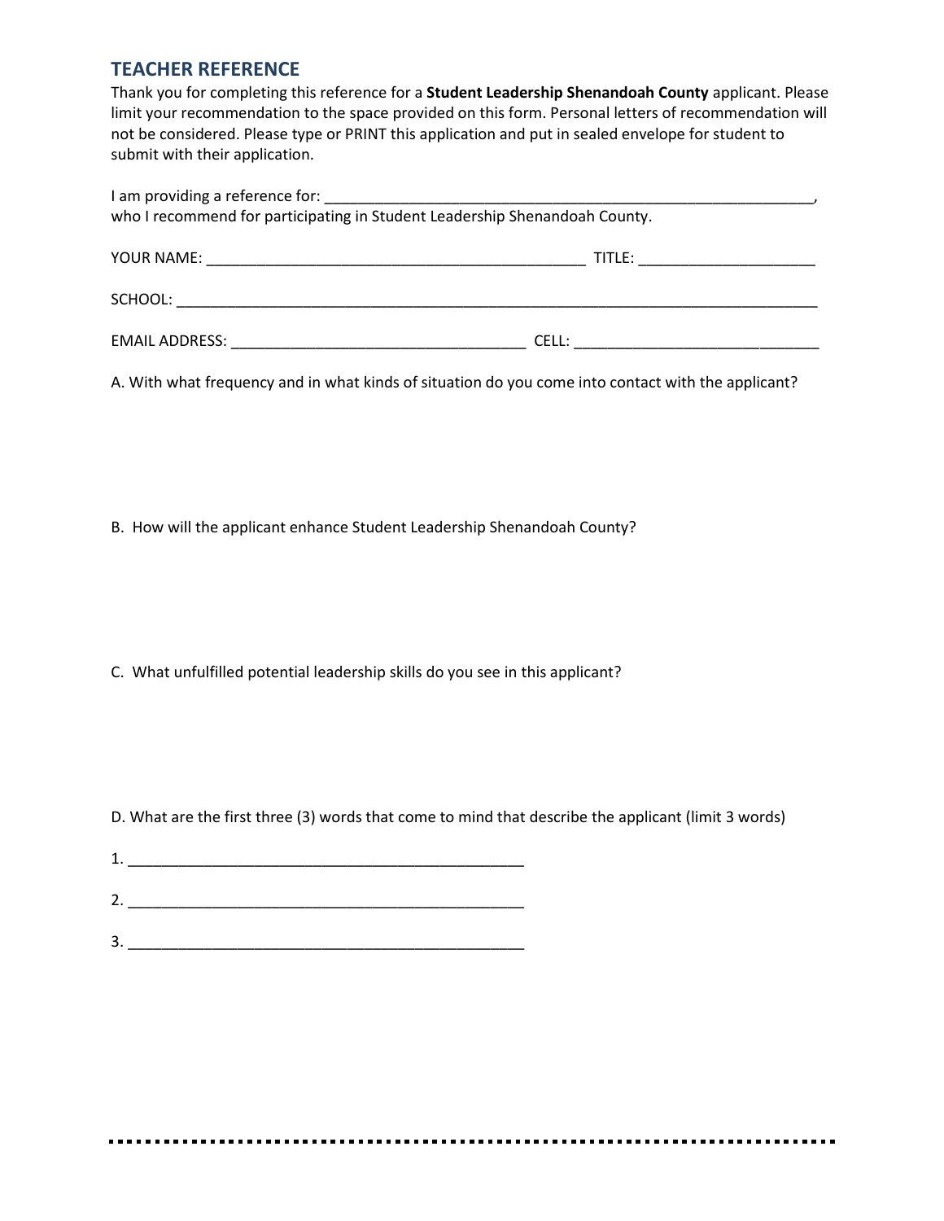## TEACHER REFERENCE

Thank you for completing this reference for a **Student Leadership Shenandoah County** applicant. Please limit your recommendation to the space provided on this form. Personal letters of recommendation will not be considered. Please type or PRINT this application and put in sealed envelope for student to submit with their application.

I am providing a reference for: _____________________________________________________________,
who I recommend for participating in Student Leadership Shenandoah County.

YOUR NAME: ________________________________________________ TITLE: ______________________

SCHOOL: _________________________________________________________________________________

EMAIL ADDRESS: _____________________________________ CELL: ______________________________

A. With what frequency and in what kinds of situation do you come into contact with the applicant?

B. How will the applicant enhance Student Leadership Shenandoah County?

C. What unfulfilled potential leadership skills do you see in this applicant?

D. What are the first three (3) words that come to mind that describe the applicant (limit 3 words)

1. __________________________________________________

2. __________________________________________________

3. __________________________________________________